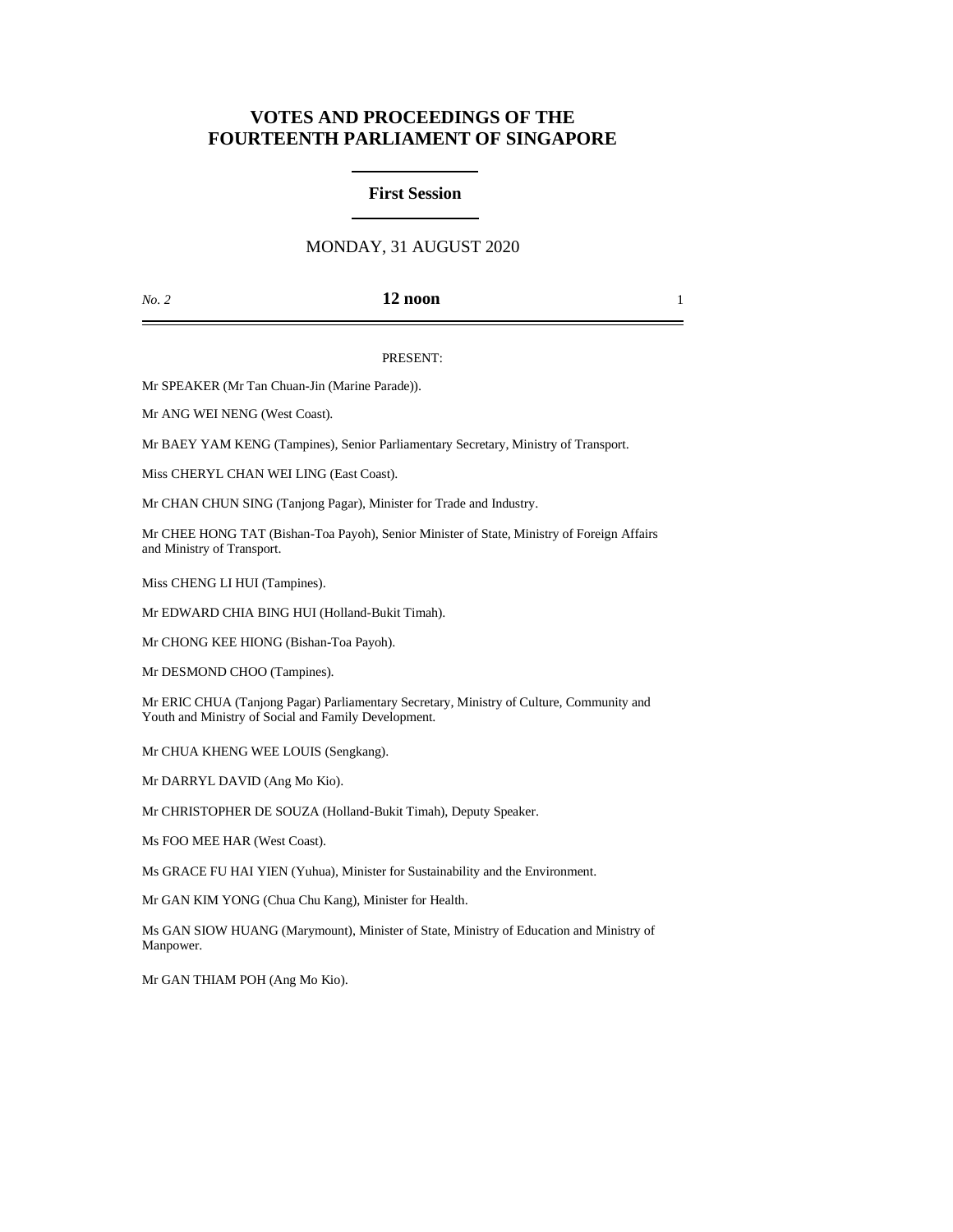# VOTES AND PROCEEDINGS OF THE FOURTEENTH PARLIAMENT OF SINGAPORE

## First Session

MONDAY, 31 AUGUST 2020

*No. 2* **12 noon**

PRESENT:

Mr SPEAKER (Mr Tan Chuan-Jin (Marine Parade)).

Mr ANG WEI NENG (West Coast).

Mr BAEY YAM KENG (Tampines), Senior Parliamentary Secretary, Ministry of Transport.

Miss CHERYL CHAN WEI LING (East Coast).

Mr CHAN CHUN SING (Tanjong Pagar), Minister for Trade and Industry.

Mr CHEE HONG TAT (Bishan-Toa Payoh), Senior Minister of State, Ministry of Foreign Affairs and Ministry of Transport.

Miss CHENG LI HUI (Tampines).

Mr EDWARD CHIA BING HUI (Holland-Bukit Timah).

Mr CHONG KEE HIONG (Bishan-Toa Payoh).

Mr DESMOND CHOO (Tampines).

Mr ERIC CHUA (Tanjong Pagar) Parliamentary Secretary, Ministry of Culture, Community and Youth and Ministry of Social and Family Development.

Mr CHUA KHENG WEE LOUIS (Sengkang).

Mr DARRYL DAVID (Ang Mo Kio).

Mr CHRISTOPHER DE SOUZA (Holland-Bukit Timah), Deputy Speaker.

Ms FOO MEE HAR (West Coast).

Ms GRACE FU HAI YIEN (Yuhua), Minister for Sustainability and the Environment.

Mr GAN KIM YONG (Chua Chu Kang), Minister for Health.

Ms GAN SIOW HUANG (Marymount), Minister of State, Ministry of Education and Ministry of Manpower.

Mr GAN THIAM POH (Ang Mo Kio).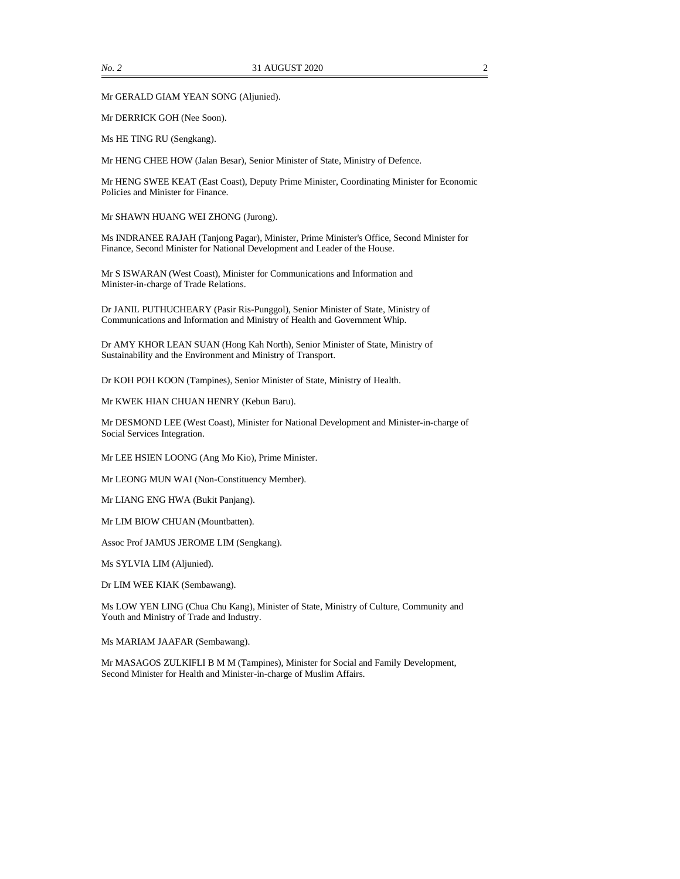Mr GERALD GIAM YEAN SONG (Aljunied).

Mr DERRICK GOH (Nee Soon).

Ms HE TING RU (Sengkang).

Mr HENG CHEE HOW (Jalan Besar), Senior Minister of State, Ministry of Defence.

Mr HENG SWEE KEAT (East Coast), Deputy Prime Minister, Coordinating Minister for Economic Policies and Minister for Finance.

Mr SHAWN HUANG WEI ZHONG (Jurong).

Ms INDRANEE RAJAH (Tanjong Pagar), Minister, Prime Minister's Office, Second Minister for Finance, Second Minister for National Development and Leader of the House.

Mr S ISWARAN (West Coast), Minister for Communications and Information and Minister-in-charge of Trade Relations.

Dr JANIL PUTHUCHEARY (Pasir Ris-Punggol), Senior Minister of State, Ministry of Communications and Information and Ministry of Health and Government Whip.

Dr AMY KHOR LEAN SUAN (Hong Kah North), Senior Minister of State, Ministry of Sustainability and the Environment and Ministry of Transport.

Dr KOH POH KOON (Tampines), Senior Minister of State, Ministry of Health.

Mr KWEK HIAN CHUAN HENRY (Kebun Baru).

Mr DESMOND LEE (West Coast), Minister for National Development and Minister-in-charge of Social Services Integration.

Mr LEE HSIEN LOONG (Ang Mo Kio), Prime Minister.

Mr LEONG MUN WAI (Non-Constituency Member).

Mr LIANG ENG HWA (Bukit Panjang).

Mr LIM BIOW CHUAN (Mountbatten).

Assoc Prof JAMUS JEROME LIM (Sengkang).

Ms SYLVIA LIM (Aljunied).

Dr LIM WEE KIAK (Sembawang).

Ms LOW YEN LING (Chua Chu Kang), Minister of State, Ministry of Culture, Community and Youth and Ministry of Trade and Industry.

Ms MARIAM JAAFAR (Sembawang).

Mr MASAGOS ZULKIFLI B M M (Tampines), Minister for Social and Family Development, Second Minister for Health and Minister-in-charge of Muslim Affairs.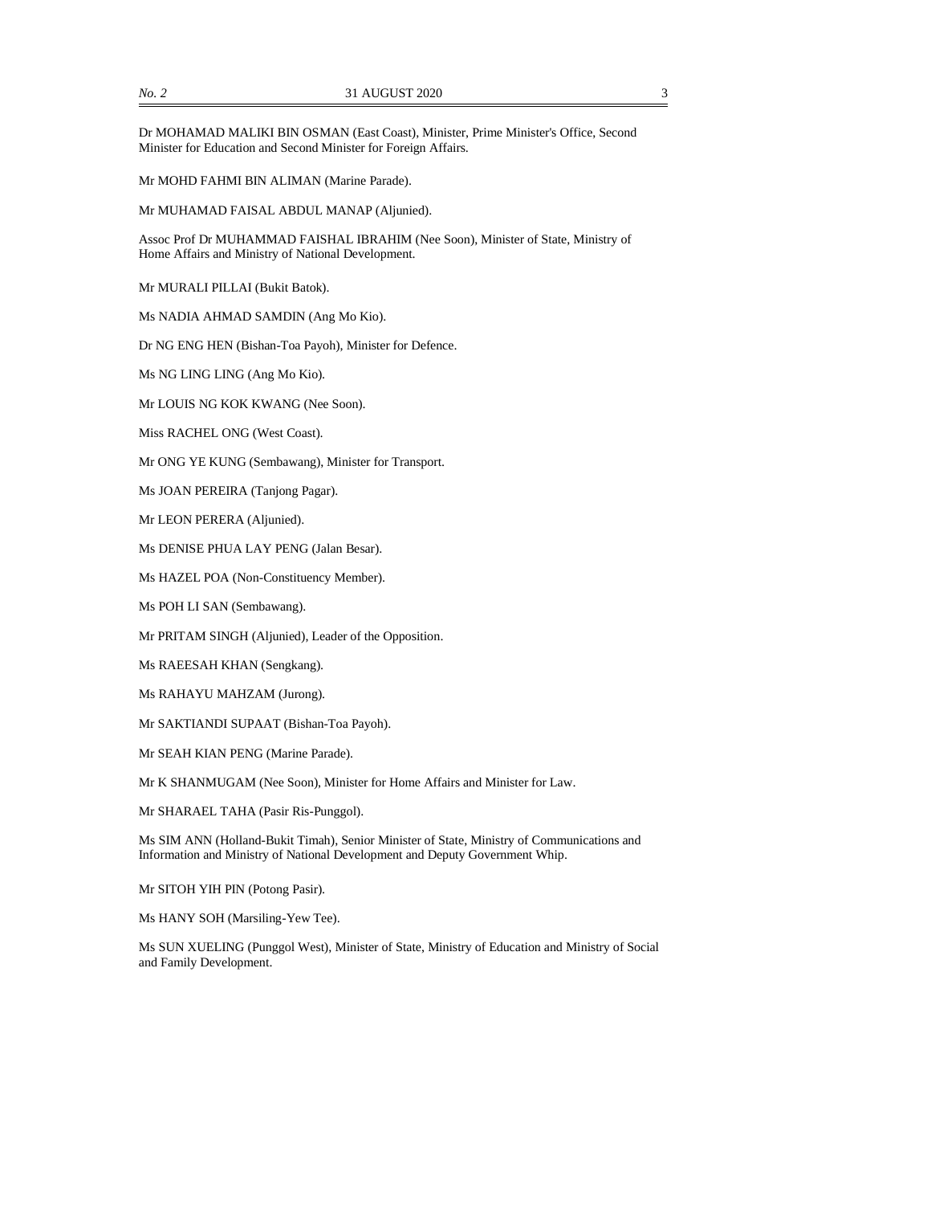Dr MOHAMAD MALIKI BIN OSMAN (East Coast), Minister, Prime Minister's Office, Second Minister for Education and Second Minister for Foreign Affairs.

Mr MOHD FAHMI BIN ALIMAN (Marine Parade).

Mr MUHAMAD FAISAL ABDUL MANAP (Aljunied).

Assoc Prof Dr MUHAMMAD FAISHAL IBRAHIM (Nee Soon), Minister of State, Ministry of Home Affairs and Ministry of National Development.

Mr MURALI PILLAI (Bukit Batok).

Ms NADIA AHMAD SAMDIN (Ang Mo Kio).

Dr NG ENG HEN (Bishan-Toa Payoh), Minister for Defence.

Ms NG LING LING (Ang Mo Kio).

Mr LOUIS NG KOK KWANG (Nee Soon).

Miss RACHEL ONG (West Coast).

Mr ONG YE KUNG (Sembawang), Minister for Transport.

Ms JOAN PEREIRA (Tanjong Pagar).

Mr LEON PERERA (Aljunied).

Ms DENISE PHUA LAY PENG (Jalan Besar).

Ms HAZEL POA (Non-Constituency Member).

Ms POH LI SAN (Sembawang).

Mr PRITAM SINGH (Aljunied), Leader of the Opposition.

Ms RAEESAH KHAN (Sengkang).

Ms RAHAYU MAHZAM (Jurong).

Mr SAKTIANDI SUPAAT (Bishan-Toa Payoh).

Mr SEAH KIAN PENG (Marine Parade).

Mr K SHANMUGAM (Nee Soon), Minister for Home Affairs and Minister for Law.

Mr SHARAEL TAHA (Pasir Ris-Punggol).

Ms SIM ANN (Holland-Bukit Timah), Senior Minister of State, Ministry of Communications and Information and Ministry of National Development and Deputy Government Whip.

Mr SITOH YIH PIN (Potong Pasir).

Ms HANY SOH (Marsiling-Yew Tee).

Ms SUN XUELING (Punggol West), Minister of State, Ministry of Education and Ministry of Social and Family Development.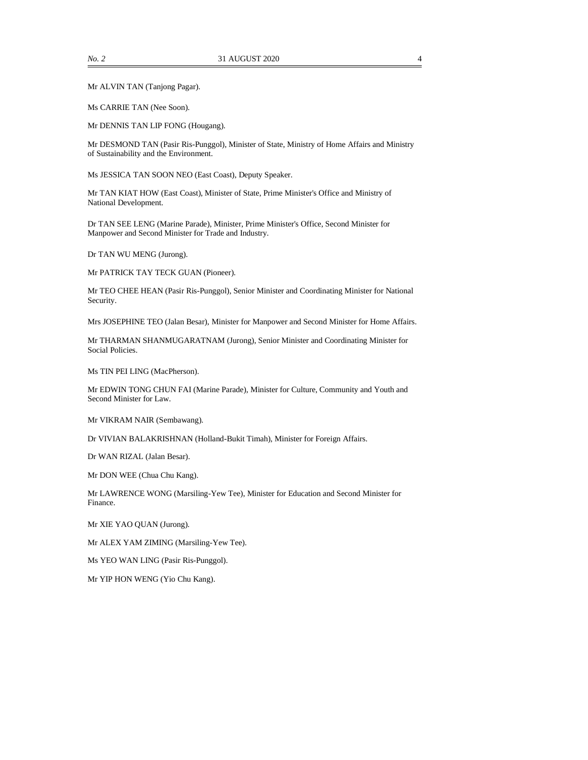Mr ALVIN TAN (Tanjong Pagar).

Ms CARRIE TAN (Nee Soon).

Mr DENNIS TAN LIP FONG (Hougang).

Mr DESMOND TAN (Pasir Ris-Punggol), Minister of State, Ministry of Home Affairs and Ministry of Sustainability and the Environment.

Ms JESSICA TAN SOON NEO (East Coast), Deputy Speaker.

Mr TAN KIAT HOW (East Coast), Minister of State, Prime Minister's Office and Ministry of National Development.

Dr TAN SEE LENG (Marine Parade), Minister, Prime Minister's Office, Second Minister for Manpower and Second Minister for Trade and Industry.

Dr TAN WU MENG (Jurong).

Mr PATRICK TAY TECK GUAN (Pioneer).

Mr TEO CHEE HEAN (Pasir Ris-Punggol), Senior Minister and Coordinating Minister for National Security.

Mrs JOSEPHINE TEO (Jalan Besar), Minister for Manpower and Second Minister for Home Affairs.

Mr THARMAN SHANMUGARATNAM (Jurong), Senior Minister and Coordinating Minister for Social Policies.

Ms TIN PEI LING (MacPherson).

Mr EDWIN TONG CHUN FAI (Marine Parade), Minister for Culture, Community and Youth and Second Minister for Law.

Mr VIKRAM NAIR (Sembawang).

Dr VIVIAN BALAKRISHNAN (Holland-Bukit Timah), Minister for Foreign Affairs.

Dr WAN RIZAL (Jalan Besar).

Mr DON WEE (Chua Chu Kang).

Mr LAWRENCE WONG (Marsiling-Yew Tee), Minister for Education and Second Minister for Finance.

Mr XIE YAO QUAN (Jurong).

Mr ALEX YAM ZIMING (Marsiling-Yew Tee).

Ms YEO WAN LING (Pasir Ris-Punggol).

Mr YIP HON WENG (Yio Chu Kang).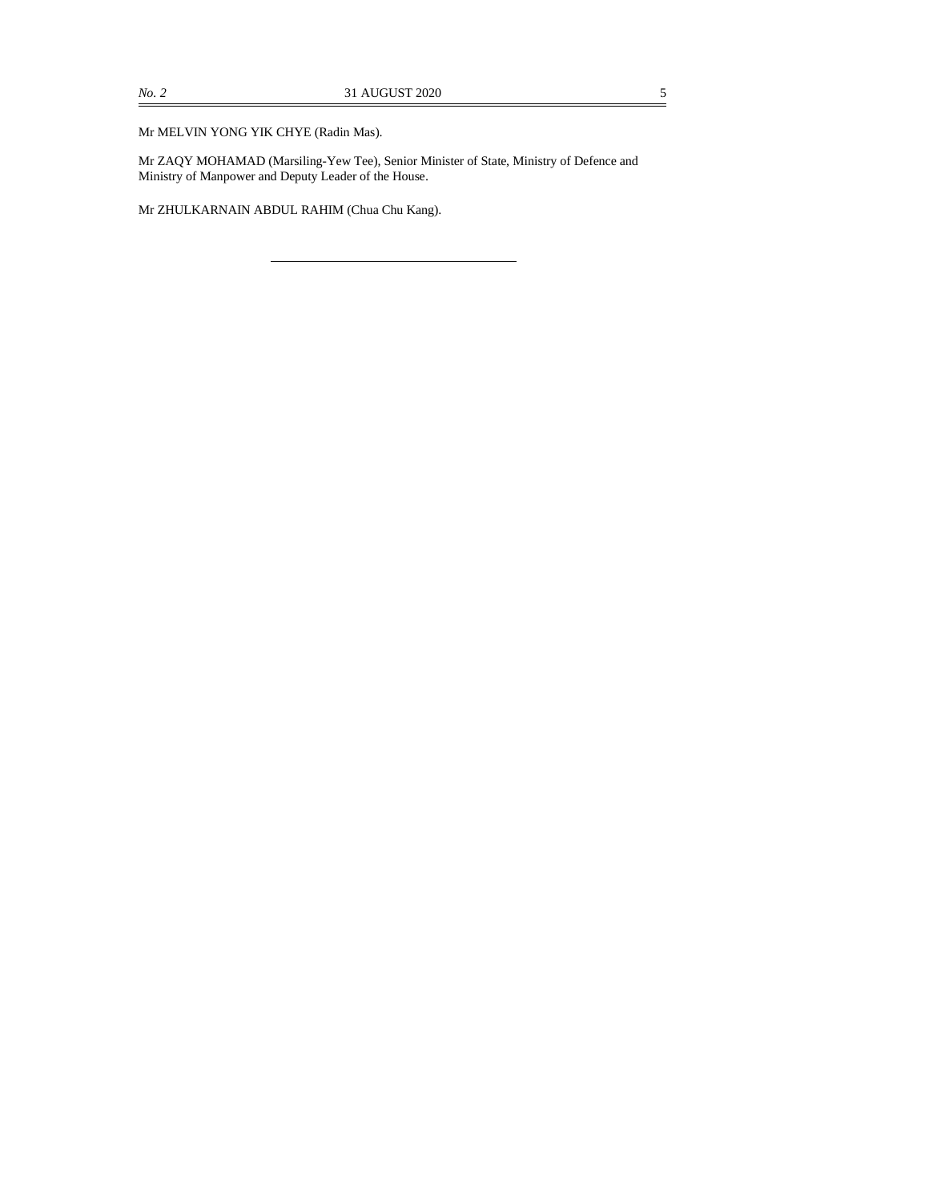Mr MELVIN YONG YIK CHYE (Radin Mas).

Mr ZAQY MOHAMAD (Marsiling-Yew Tee), Senior Minister of State, Ministry of Defence and Ministry of Manpower and Deputy Leader of the House.

Mr ZHULKARNAIN ABDUL RAHIM (Chua Chu Kang).

---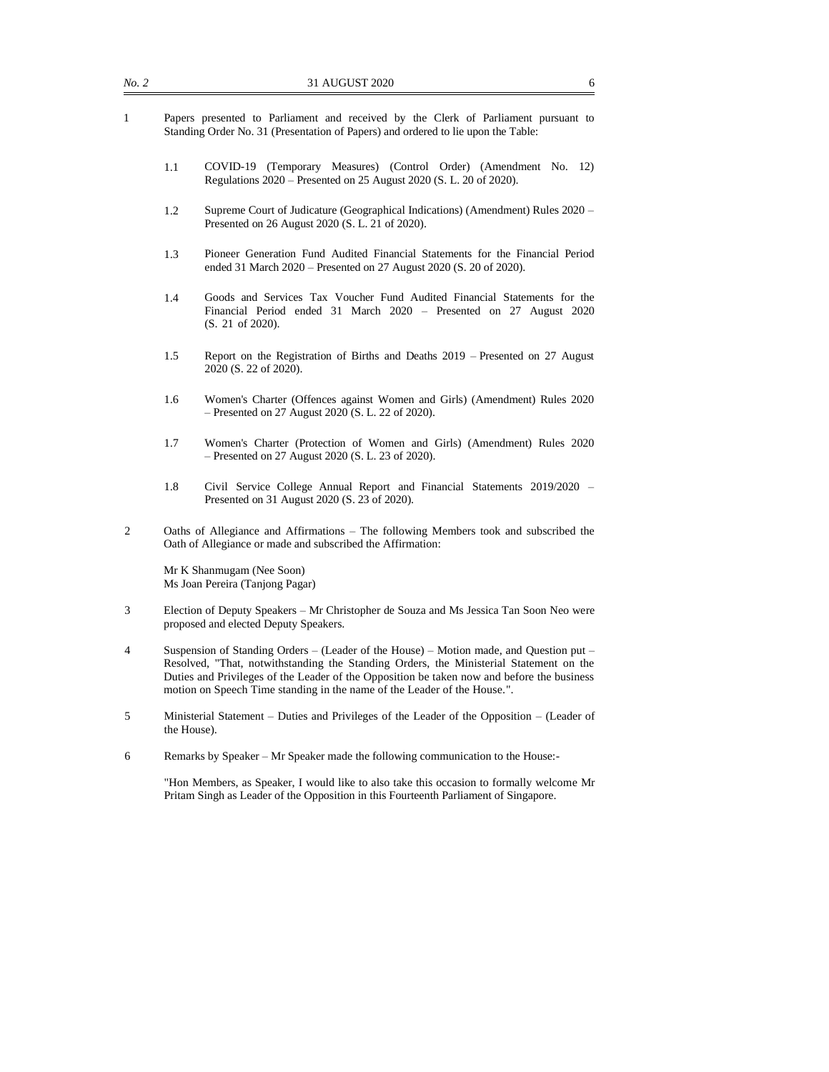1 Papers presented to Parliament and received by the Clerk of Parliament pursuant to Standing Order No. 31 (Presentation of Papers) and ordered to lie upon the Table:

1.1 COVID-19 (Temporary Measures) (Control Order) (Amendment No. 12) Regulations 2020 – Presented on 25 August 2020 (S. L. 20 of 2020).

1.2 Supreme Court of Judicature (Geographical Indications) (Amendment) Rules 2020 – Presented on 26 August 2020 (S. L. 21 of 2020).

1.3 Pioneer Generation Fund Audited Financial Statements for the Financial Period ended 31 March 2020 – Presented on 27 August 2020 (S. 20 of 2020).

1.4 Goods and Services Tax Voucher Fund Audited Financial Statements for the Financial Period ended 31 March 2020 – Presented on 27 August 2020 (S. 21 of 2020).

1.5 Report on the Registration of Births and Deaths 2019 – Presented on 27 August 2020 (S. 22 of 2020).

1.6 Women's Charter (Offences against Women and Girls) (Amendment) Rules 2020 – Presented on 27 August 2020 (S. L. 22 of 2020).

1.7 Women's Charter (Protection of Women and Girls) (Amendment) Rules 2020 – Presented on 27 August 2020 (S. L. 23 of 2020).

1.8 Civil Service College Annual Report and Financial Statements 2019/2020 – Presented on 31 August 2020 (S. 23 of 2020).

2 Oaths of Allegiance and Affirmations – The following Members took and subscribed the Oath of Allegiance or made and subscribed the Affirmation:

Mr K Shanmugam (Nee Soon)
Ms Joan Pereira (Tanjong Pagar)

3 Election of Deputy Speakers – Mr Christopher de Souza and Ms Jessica Tan Soon Neo were proposed and elected Deputy Speakers.

4 Suspension of Standing Orders – (Leader of the House) – Motion made, and Question put – Resolved, "That, notwithstanding the Standing Orders, the Ministerial Statement on the Duties and Privileges of the Leader of the Opposition be taken now and before the business motion on Speech Time standing in the name of the Leader of the House.".

5 Ministerial Statement – Duties and Privileges of the Leader of the Opposition – (Leader of the House).

6 Remarks by Speaker – Mr Speaker made the following communication to the House:-

"Hon Members, as Speaker, I would like to also take this occasion to formally welcome Mr Pritam Singh as Leader of the Opposition in this Fourteenth Parliament of Singapore.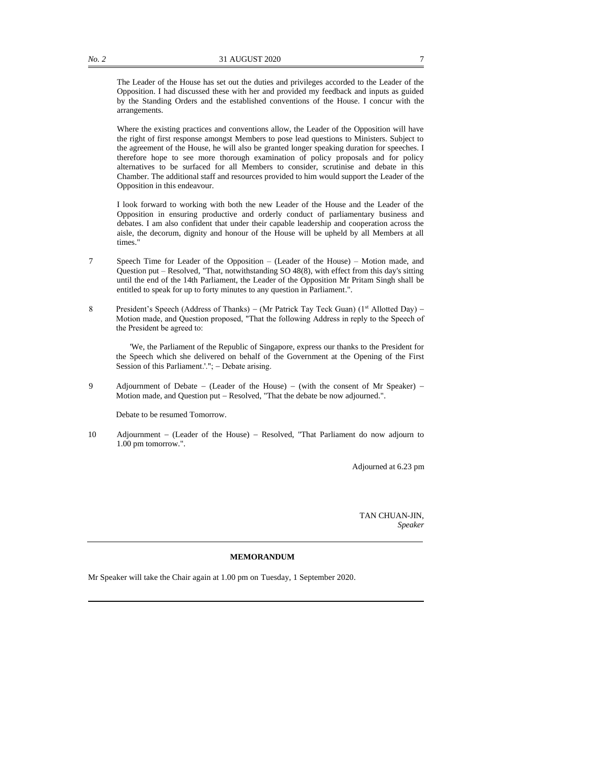The Leader of the House has set out the duties and privileges accorded to the Leader of the Opposition. I had discussed these with her and provided my feedback and inputs as guided by the Standing Orders and the established conventions of the House. I concur with the arrangements.

Where the existing practices and conventions allow, the Leader of the Opposition will have the right of first response amongst Members to pose lead questions to Ministers. Subject to the agreement of the House, he will also be granted longer speaking duration for speeches. I therefore hope to see more thorough examination of policy proposals and for policy alternatives to be surfaced for all Members to consider, scrutinise and debate in this Chamber. The additional staff and resources provided to him would support the Leader of the Opposition in this endeavour.

I look forward to working with both the new Leader of the House and the Leader of the Opposition in ensuring productive and orderly conduct of parliamentary business and debates. I am also confident that under their capable leadership and cooperation across the aisle, the decorum, dignity and honour of the House will be upheld by all Members at all times."

7 Speech Time for Leader of the Opposition – (Leader of the House) – Motion made, and Question put – Resolved, "That, notwithstanding SO 48(8), with effect from this day's sitting until the end of the 14th Parliament, the Leader of the Opposition Mr Pritam Singh shall be entitled to speak for up to forty minutes to any question in Parliament.".

8 President's Speech (Address of Thanks) – (Mr Patrick Tay Teck Guan) (1st Allotted Day) – Motion made, and Question proposed, "That the following Address in reply to the Speech of the President be agreed to:

'We, the Parliament of the Republic of Singapore, express our thanks to the President for the Speech which she delivered on behalf of the Government at the Opening of the First Session of this Parliament.'."; – Debate arising.

9 Adjournment of Debate – (Leader of the House) – (with the consent of Mr Speaker) – Motion made, and Question put – Resolved, "That the debate be now adjourned.".

Debate to be resumed Tomorrow.

10 Adjournment – (Leader of the House) – Resolved, "That Parliament do now adjourn to 1.00 pm tomorrow.".

Adjourned at 6.23 pm

TAN CHUAN-JIN,
*Speaker*

---

**MEMORANDUM**

Mr Speaker will take the Chair again at 1.00 pm on Tuesday, 1 September 2020.